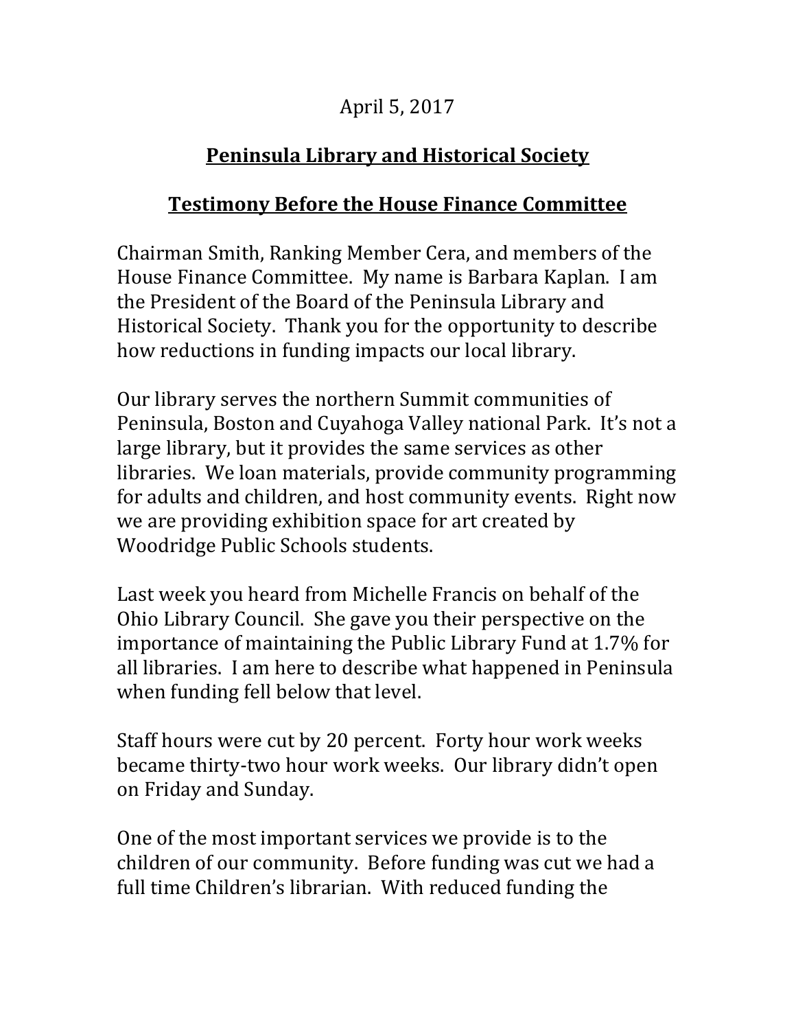April 5, 2017

**Peninsula Library and Historical Society**

**Testimony Before the House Finance Committee**

Chairman Smith, Ranking Member Cera, and members of the House Finance Committee. My name is Barbara Kaplan. I am the President of the Board of the Peninsula Library and Historical Society. Thank you for the opportunity to describe how reductions in funding impacts our local library.

Our library serves the northern Summit communities of Peninsula, Boston and Cuyahoga Valley national Park. It's not a large library, but it provides the same services as other libraries. We loan materials, provide community programming for adults and children, and host community events. Right now we are providing exhibition space for art created by Woodridge Public Schools students.

Last week you heard from Michelle Francis on behalf of the Ohio Library Council. She gave you their perspective on the importance of maintaining the Public Library Fund at 1.7% for all libraries. I am here to describe what happened in Peninsula when funding fell below that level.

Staff hours were cut by 20 percent. Forty hour work weeks became thirty-two hour work weeks. Our library didn't open on Friday and Sunday.

One of the most important services we provide is to the children of our community. Before funding was cut we had a full time Children's librarian. With reduced funding the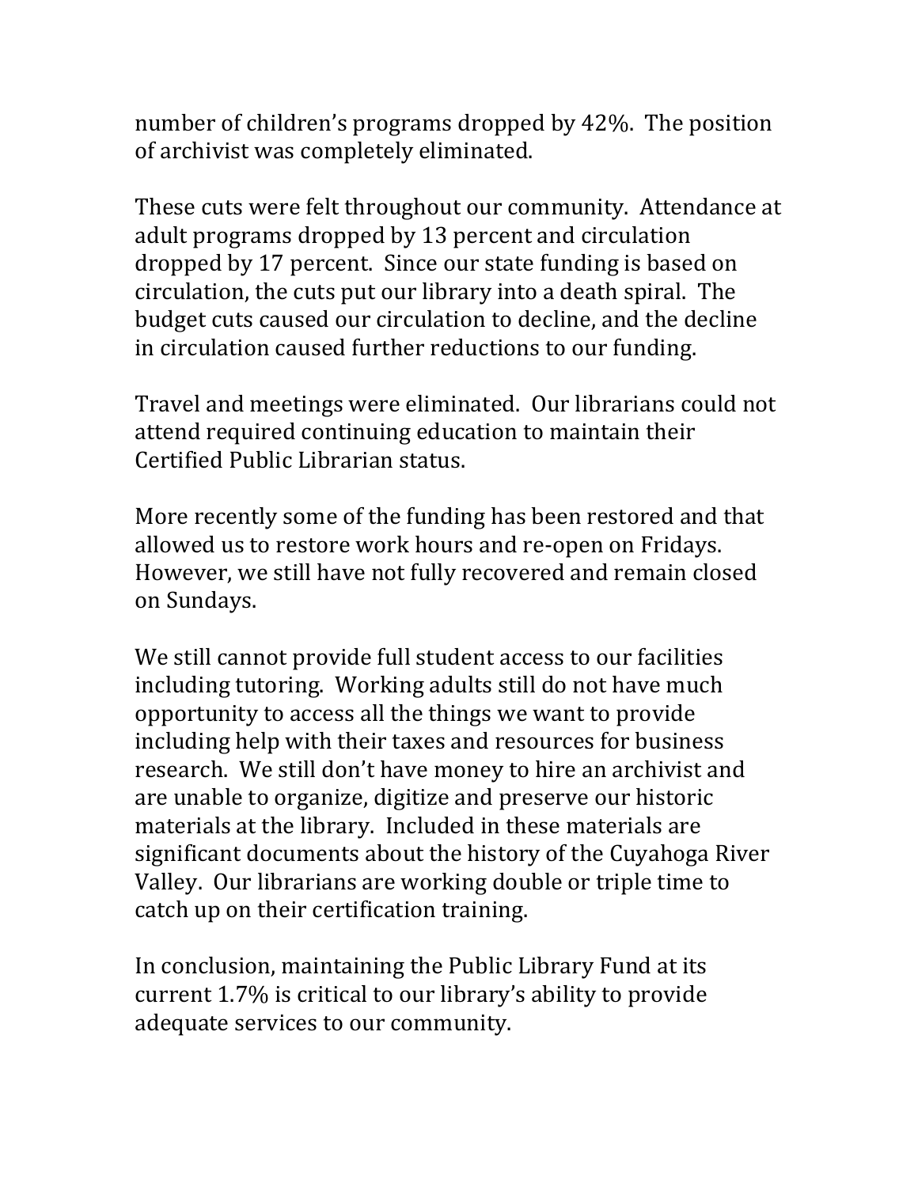number of children's programs dropped by 42%. The position of archivist was completely eliminated.

These cuts were felt throughout our community. Attendance at adult programs dropped by 13 percent and circulation dropped by 17 percent. Since our state funding is based on circulation, the cuts put our library into a death spiral. The budget cuts caused our circulation to decline, and the decline in circulation caused further reductions to our funding.

Travel and meetings were eliminated. Our librarians could not attend required continuing education to maintain their Certified Public Librarian status.

More recently some of the funding has been restored and that allowed us to restore work hours and re-open on Fridays. However, we still have not fully recovered and remain closed on Sundays.

We still cannot provide full student access to our facilities including tutoring. Working adults still do not have much opportunity to access all the things we want to provide including help with their taxes and resources for business research. We still don't have money to hire an archivist and are unable to organize, digitize and preserve our historic materials at the library. Included in these materials are significant documents about the history of the Cuyahoga River Valley. Our librarians are working double or triple time to catch up on their certification training.

In conclusion, maintaining the Public Library Fund at its current 1.7% is critical to our library's ability to provide adequate services to our community.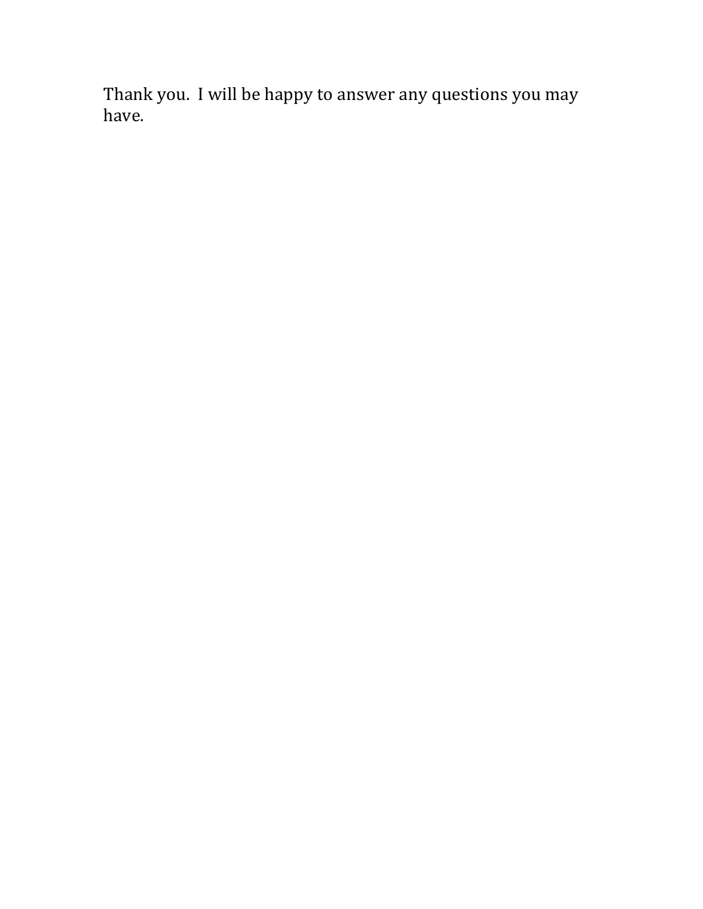Thank you.  I will be happy to answer any questions you may have.